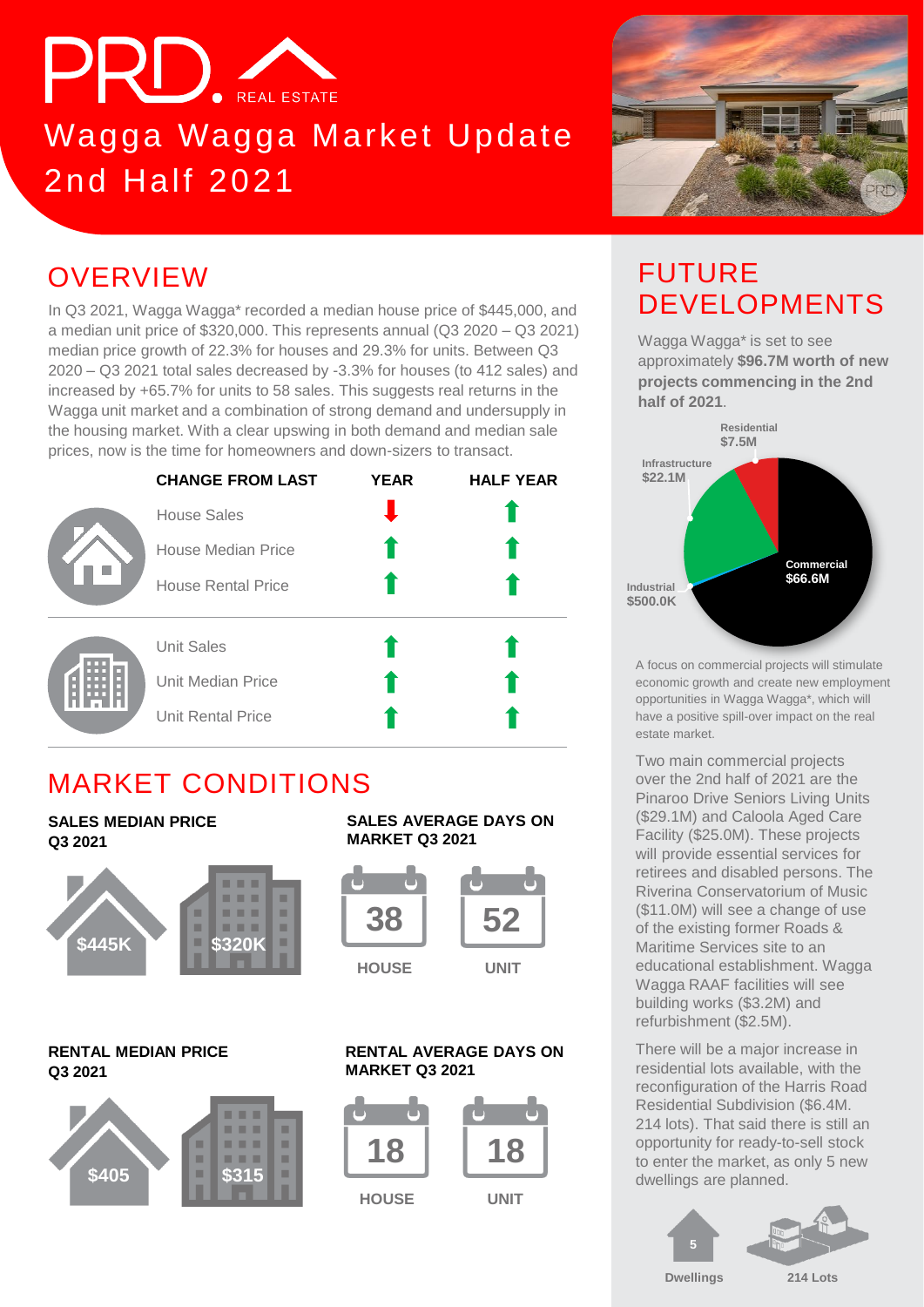PRD. REAL ESTATE

# Wagga Wagga Market Update 2nd Half 2021

## OVERVIEW

In Q3 2021, Wagga Wagga* recorded a median house price of $445,000, and a median unit price of $320,000. This represents annual (Q3 2020 – Q3 2021) median price growth of 22.3% for houses and 29.3% for units. Between Q3 2020 – Q3 2021 total sales decreased by -3.3% for houses (to 412 sales) and increased by +65.7% for units to 58 sales. This suggests real returns in the Wagga unit market and a combination of strong demand and undersupply in the housing market. With a clear upswing in both demand and median sale prices, now is the time for homeowners and down-sizers to transact.

| CHANGE FROM LAST | YEAR | HALF YEAR |
|---|---|---|
| House Sales | ↓ | ↑ |
| House Median Price | ↑ | ↑ |
| House Rental Price | ↑ | ↑ |
| Unit Sales | ↑ | ↑ |
| Unit Median Price | ↑ | ↑ |
| Unit Rental Price | ↑ | ↑ |

## MARKET CONDITIONS

**SALES MEDIAN PRICE Q3 2021**

$445K
$320K

**SALES AVERAGE DAYS ON MARKET Q3 2021**

38 HOUSE
52 UNIT

**RENTAL MEDIAN PRICE Q3 2021**

$405
$315

**RENTAL AVERAGE DAYS ON MARKET Q3 2021**

18 HOUSE
18 UNIT

## FUTURE DEVELOPMENTS

Wagga Wagga* is set to see approximately **$96.7M worth of new projects commencing in the 2nd half of 2021**.

Residential $7.5M
Infrastructure $22.1M
Commercial $66.6M
Industrial $500.0K

A focus on commercial projects will stimulate economic growth and create new employment opportunities in Wagga Wagga*, which will have a positive spill-over impact on the real estate market.

Two main commercial projects over the 2nd half of 2021 are the Pinaroo Drive Seniors Living Units ($29.1M) and Caloola Aged Care Facility ($25.0M). These projects will provide essential services for retirees and disabled persons. The Riverina Conservatorium of Music ($11.0M) will see a change of use of the existing former Roads & Maritime Services site to an educational establishment. Wagga Wagga RAAF facilities will see building works ($3.2M) and refurbishment ($2.5M).

There will be a major increase in residential lots available, with the reconfiguration of the Harris Road Residential Subdivision ($6.4M. 214 lots). That said there is still an opportunity for ready-to-sell stock to enter the market, as only 5 new dwellings are planned.

5 Dwellings
214 Lots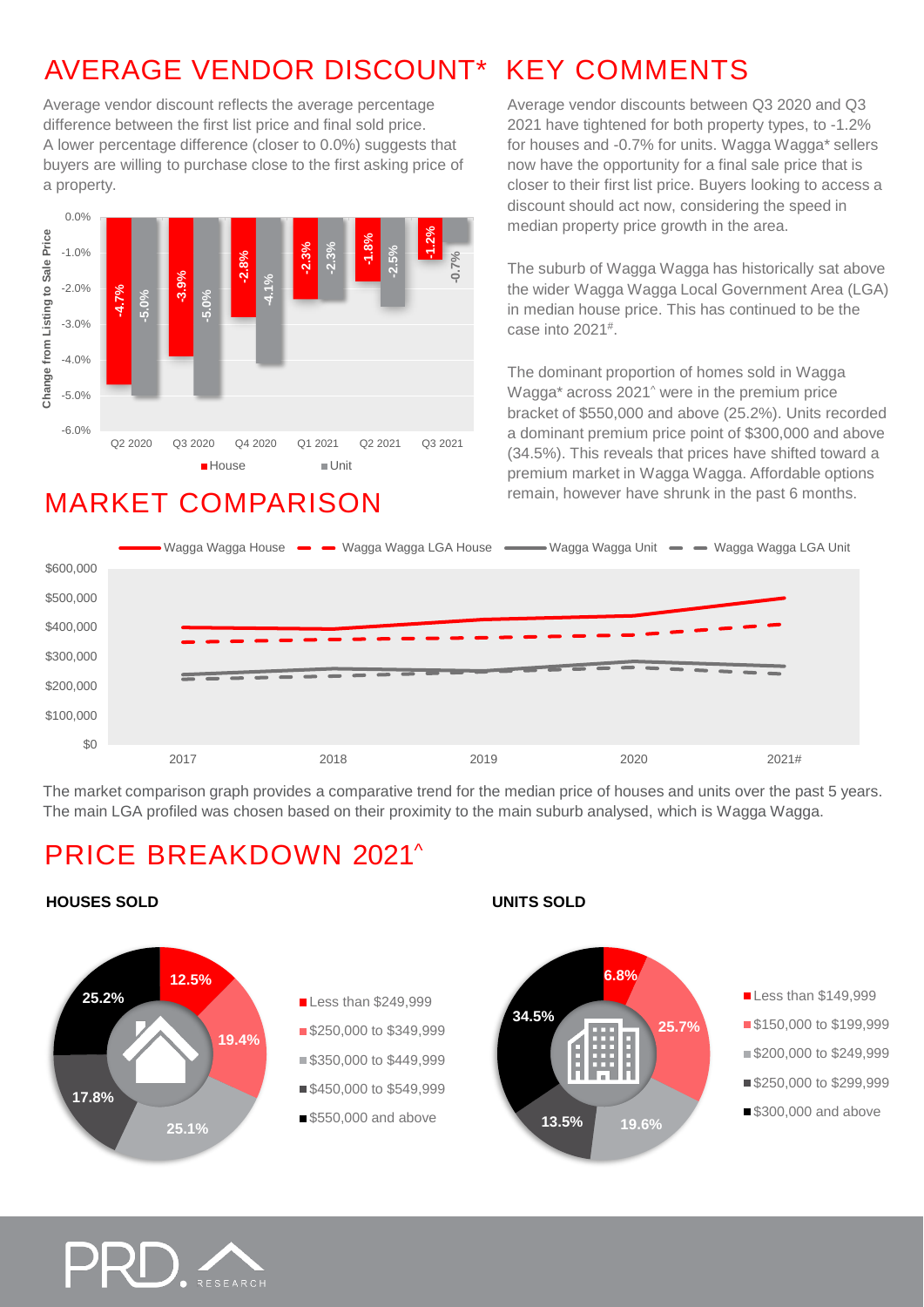## AVERAGE VENDOR DISCOUNT*

Average vendor discount reflects the average percentage difference between the first list price and final sold price. A lower percentage difference (closer to 0.0%) suggests that buyers are willing to purchase close to the first asking price of a property.

Change from Listing to Sale Price
0.0%
-1.0%
-2.0%
-3.0%
-4.0%
-5.0%
-6.0%
Q2 2020: -4.7%, -5.0%
Q3 2020: -3.9%, -5.0%
Q4 2020: -2.8%, -4.1%
Q1 2021: -2.3%, -2.3%
Q2 2021: -1.8%, -2.5%
Q3 2021: -1.2%, -0.7%
House
Unit

## KEY COMMENTS

Average vendor discounts between Q3 2020 and Q3 2021 have tightened for both property types, to -1.2% for houses and -0.7% for units. Wagga Wagga* sellers now have the opportunity for a final sale price that is closer to their first list price. Buyers looking to access a discount should act now, considering the speed in median property price growth in the area.

The suburb of Wagga Wagga has historically sat above the wider Wagga Wagga Local Government Area (LGA) in median house price. This has continued to be the case into 2021#.

The dominant proportion of homes sold in Wagga Wagga* across 2021^ were in the premium price bracket of $550,000 and above (25.2%). Units recorded a dominant premium price point of $300,000 and above (34.5%). This reveals that prices have shifted toward a premium market in Wagga Wagga. Affordable options remain, however have shrunk in the past 6 months.

## MARKET COMPARISON

Wagga Wagga House
Wagga Wagga LGA House
Wagga Wagga Unit
Wagga Wagga LGA Unit
$600,000
$500,000
$400,000
$300,000
$200,000
$100,000
$0
2017
2018
2019
2020
2021#

The market comparison graph provides a comparative trend for the median price of houses and units over the past 5 years. The main LGA profiled was chosen based on their proximity to the main suburb analysed, which is Wagga Wagga.

## PRICE BREAKDOWN 2021^

**HOUSES SOLD**

12.5%
19.4%
25.1%
17.8%
25.2%

Less than $249,999
$250,000 to $349,999
$350,000 to $449,999
$450,000 to $549,999
$550,000 and above

**UNITS SOLD**

6.8%
25.7%
19.6%
13.5%
34.5%

Less than $149,999
$150,000 to $199,999
$200,000 to $249,999
$250,000 to $299,999
$300,000 and above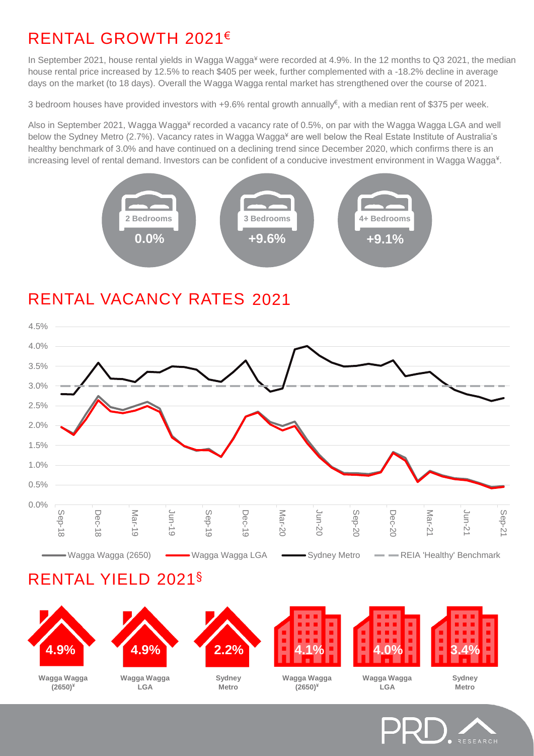# RENTAL GROWTH 2021€

In September 2021, house rental yields in Wagga Wagga¥ were recorded at 4.9%. In the 12 months to Q3 2021, the median house rental price increased by 12.5% to reach $405 per week, further complemented with a -18.2% decline in average days on the market (to 18 days). Overall the Wagga Wagga rental market has strengthened over the course of 2021.

3 bedroom houses have provided investors with +9.6% rental growth annually€, with a median rent of $375 per week.

Also in September 2021, Wagga Wagga¥ recorded a vacancy rate of 0.5%, on par with the Wagga Wagga LGA and well below the Sydney Metro (2.7%). Vacancy rates in Wagga Wagga¥ are well below the Real Estate Institute of Australia's healthy benchmark of 3.0% and have continued on a declining trend since December 2020, which confirms there is an increasing level of rental demand. Investors can be confident of a conducive investment environment in Wagga Wagga¥.

2 Bedrooms
0.0%

3 Bedrooms
+9.6%

4+ Bedrooms
+9.1%

# RENTAL VACANCY RATES 2021

4.5%
4.0%
3.5%
3.0%
2.5%
2.0%
1.5%
1.0%
0.5%
0.0%

Sep-18, Dec-18, Mar-19, Jun-19, Sep-19, Dec-19, Mar-20, Jun-20, Sep-20, Dec-20, Mar-21, Jun-21, Sep-21

Wagga Wagga (2650) | Wagga Wagga LGA | Sydney Metro | REIA 'Healthy' Benchmark

# RENTAL YIELD 2021§

4.9%
Wagga Wagga (2650)¥

4.9%
Wagga Wagga LGA

2.2%
Sydney Metro

4.1%
Wagga Wagga (2650)¥

4.0%
Wagga Wagga LGA

3.4%
Sydney Metro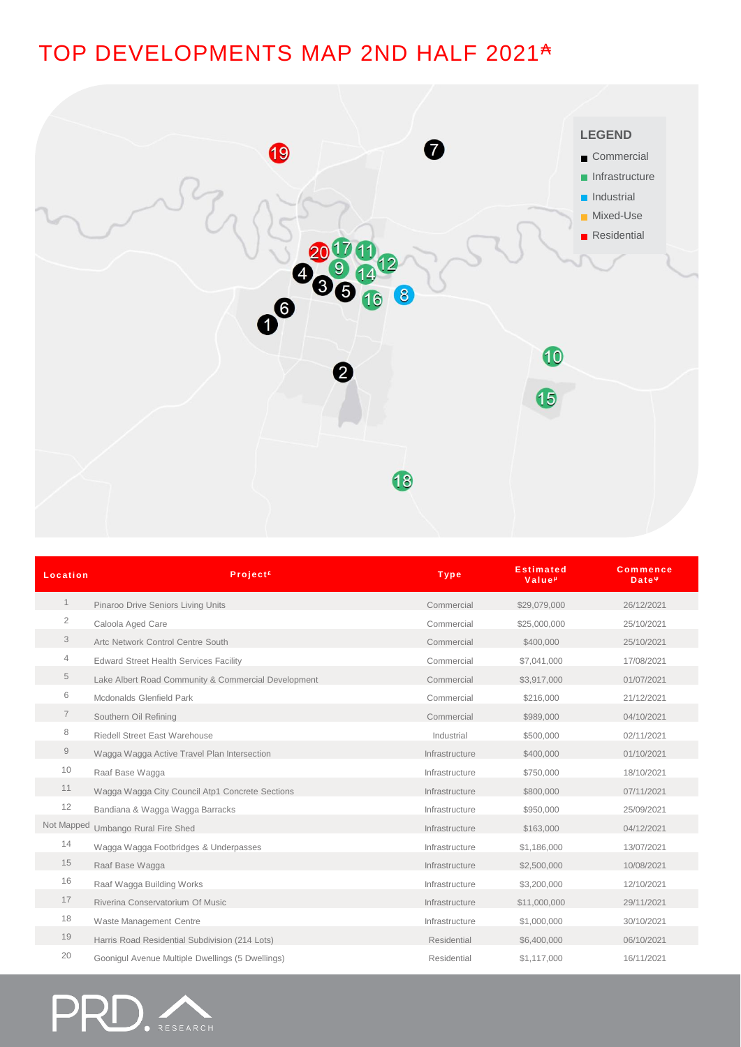# TOP DEVELOPMENTS MAP 2ND HALF 2021⁂

LEGEND

- Commercial
- Infrastructure
- Industrial
- Mixed-Use
- Residential

| Location | Project£ | Type | Estimated Value¤ | Commence Date¥ |
|---|---|---|---|---|
| 1 | Pinaroo Drive Seniors Living Units | Commercial | $29,079,000 | 26/12/2021 |
| 2 | Caloola Aged Care | Commercial | $25,000,000 | 25/10/2021 |
| 3 | Artc Network Control Centre South | Commercial | $400,000 | 25/10/2021 |
| 4 | Edward Street Health Services Facility | Commercial | $7,041,000 | 17/08/2021 |
| 5 | Lake Albert Road Community & Commercial Development | Commercial | $3,917,000 | 01/07/2021 |
| 6 | Mcdonalds Glenfield Park | Commercial | $216,000 | 21/12/2021 |
| 7 | Southern Oil Refining | Commercial | $989,000 | 04/10/2021 |
| 8 | Riedell Street East Warehouse | Industrial | $500,000 | 02/11/2021 |
| 9 | Wagga Wagga Active Travel Plan Intersection | Infrastructure | $400,000 | 01/10/2021 |
| 10 | Raaf Base Wagga | Infrastructure | $750,000 | 18/10/2021 |
| 11 | Wagga Wagga City Council Atp1 Concrete Sections | Infrastructure | $800,000 | 07/11/2021 |
| 12 | Bandiana & Wagga Wagga Barracks | Infrastructure | $950,000 | 25/09/2021 |
| Not Mapped | Umbango Rural Fire Shed | Infrastructure | $163,000 | 04/12/2021 |
| 14 | Wagga Wagga Footbridges & Underpasses | Infrastructure | $1,186,000 | 13/07/2021 |
| 15 | Raaf Base Wagga | Infrastructure | $2,500,000 | 10/08/2021 |
| 16 | Raaf Wagga Building Works | Infrastructure | $3,200,000 | 12/10/2021 |
| 17 | Riverina Conservatorium Of Music | Infrastructure | $11,000,000 | 29/11/2021 |
| 18 | Waste Management Centre | Infrastructure | $1,000,000 | 30/10/2021 |
| 19 | Harris Road Residential Subdivision (214 Lots) | Residential | $6,400,000 | 06/10/2021 |
| 20 | Goonigul Avenue Multiple Dwellings (5 Dwellings) | Residential | $1,117,000 | 16/11/2021 |

PRD. RESEARCH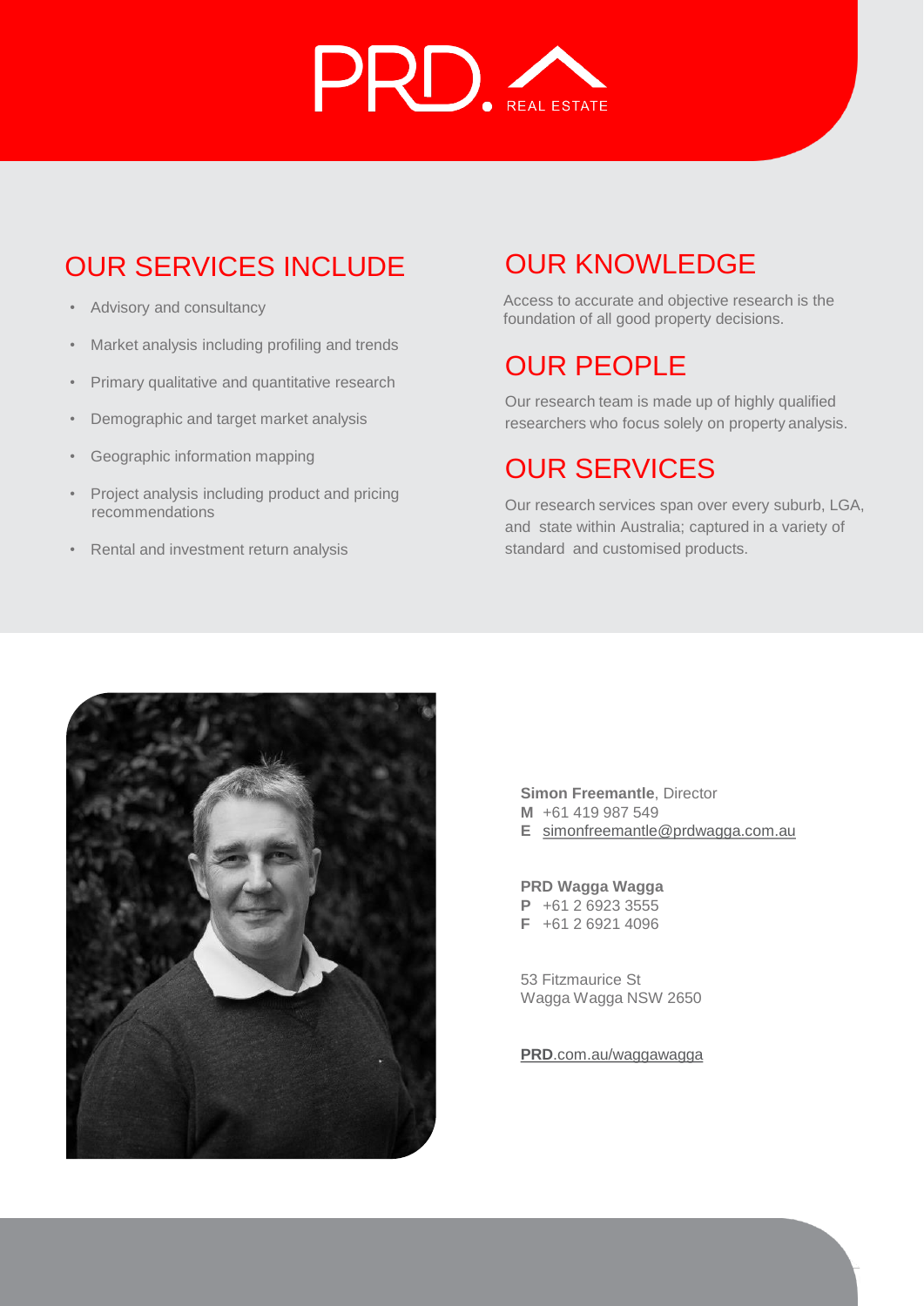PRD. REAL ESTATE

## OUR SERVICES INCLUDE

- Advisory and consultancy
- Market analysis including profiling and trends
- Primary qualitative and quantitative research
- Demographic and target market analysis
- Geographic information mapping
- Project analysis including product and pricing recommendations
- Rental and investment return analysis

## OUR KNOWLEDGE

Access to accurate and objective research is the foundation of all good property decisions.

## OUR PEOPLE

Our research team is made up of highly qualified researchers who focus solely on property analysis.

## OUR SERVICES

Our research services span over every suburb, LGA, and state within Australia; captured in a variety of standard and customised products.

**Simon Freemantle**, Director
**M** +61 419 987 549
**E** simonfreemantle@prdwagga.com.au

**PRD Wagga Wagga**
**P** +61 2 6923 3555
**F** +61 2 6921 4096

53 Fitzmaurice St
Wagga Wagga NSW 2650

**PRD**.com.au/waggawagga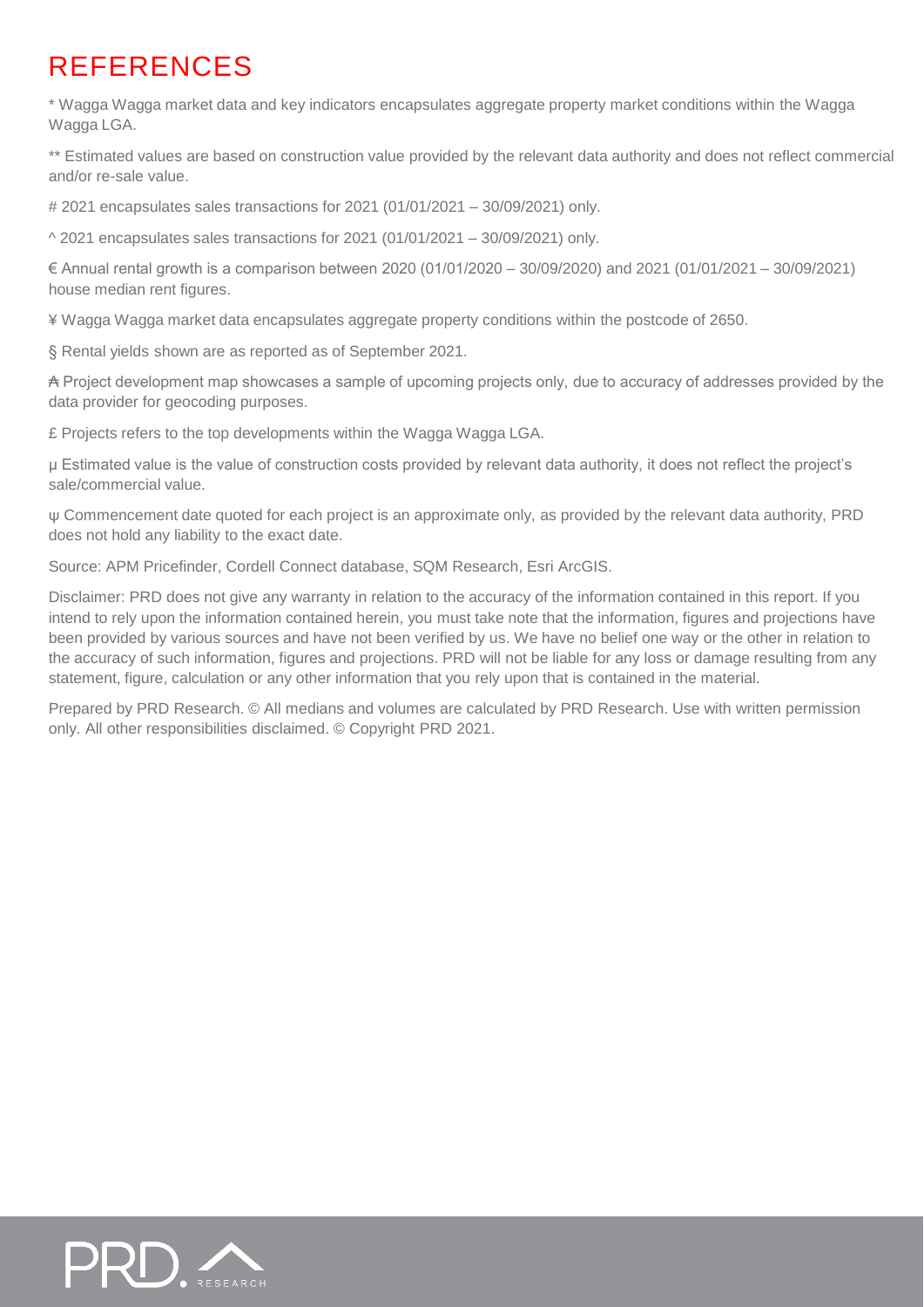# REFERENCES

* Wagga Wagga market data and key indicators encapsulates aggregate property market conditions within the Wagga Wagga LGA.

** Estimated values are based on construction value provided by the relevant data authority and does not reflect commercial and/or re-sale value.

# 2021 encapsulates sales transactions for 2021 (01/01/2021 – 30/09/2021) only.

^ 2021 encapsulates sales transactions for 2021 (01/01/2021 – 30/09/2021) only.

€ Annual rental growth is a comparison between 2020 (01/01/2020 – 30/09/2020) and 2021 (01/01/2021 – 30/09/2021) house median rent figures.

¥ Wagga Wagga market data encapsulates aggregate property conditions within the postcode of 2650.

§ Rental yields shown are as reported as of September 2021.

₳ Project development map showcases a sample of upcoming projects only, due to accuracy of addresses provided by the data provider for geocoding purposes.

£ Projects refers to the top developments within the Wagga Wagga LGA.

µ Estimated value is the value of construction costs provided by relevant data authority, it does not reflect the project's sale/commercial value.

ψ Commencement date quoted for each project is an approximate only, as provided by the relevant data authority, PRD does not hold any liability to the exact date.

Source: APM Pricefinder, Cordell Connect database, SQM Research, Esri ArcGIS.

Disclaimer: PRD does not give any warranty in relation to the accuracy of the information contained in this report. If you intend to rely upon the information contained herein, you must take note that the information, figures and projections have been provided by various sources and have not been verified by us. We have no belief one way or the other in relation to the accuracy of such information, figures and projections. PRD will not be liable for any loss or damage resulting from any statement, figure, calculation or any other information that you rely upon that is contained in the material.

Prepared by PRD Research. © All medians and volumes are calculated by PRD Research. Use with written permission only. All other responsibilities disclaimed. © Copyright PRD 2021.

PRD. RESEARCH